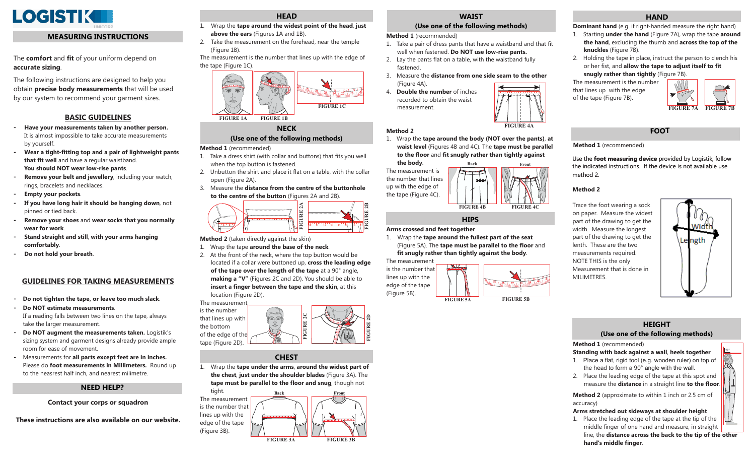LOGISTIK UNICORP

## MEASURING INSTRUCTIONS

The **comfort** and **fit** of your uniform depend on **accurate sizing**.

The following instructions are designed to help you obtain **precise body measurements** that will be used by our system to recommend your garment sizes.

### BASIC GUIDELINES

- **Have your measurements taken by another person.** It is almost impossible to take accurate measurements by yourself.
- **Wear a tight-fitting top and a pair of lightweight pants that fit well** and have a regular waistband. **You should NOT wear low-rise pants**.
- **Remove your belt and jewellery**, including your watch, rings, bracelets and necklaces.
- **Empty your pockets**.
- **If you have long hair it should be hanging down**, not pinned or tied back.
- **Remove your shoes** and **wear socks that you normally wear for work**.
- **Stand straight and still**, **with your arms hanging comfortably**.
- **Do not hold your breath**.

### GUIDELINES FOR TAKING MEASUREMENTS

- **Do not tighten the tape, or leave too much slack**.
- **Do NOT estimate measurements**. If a reading falls between two lines on the tape, always take the larger measurement.
- **Do NOT augment the measurements taken.** Logistik's sizing system and garment designs already provide ample room for ease of movement.
- Measurements for **all parts except feet are in inches.** Please do **foot measurements in Millimeters.** Round up to the neasrest half inch, and nearest milimetre.

## NEED HELP?

**Contact your corps or squadron**

**These instructions are also available on our website.**

## HEAD

1. Wrap the **tape around the widest point of the head**, **just above the ears** (Figures 1A and 1B).
2. Take the measurement on the forehead, near the temple (Figure 1B).

The measurement is the number that lines up with the edge of the tape (Figure 1C).

FIGURE 1A FIGURE 1B FIGURE 1C

## NECK
### (Use one of the following methods)

**Method 1** (recommended)

1. Take a dress shirt (with collar and buttons) that fits you well when the top button is fastened.
2. Unbutton the shirt and place it flat on a table, with the collar open (Figure 2A).
3. Measure the **distance from the centre of the buttonhole to the centre of the button** (Figures 2A and 2B).

FIGURE 2A FIGURE 2B

**Method 2** (taken directly against the skin)

1. Wrap the tape **around the base of the neck**.
2. At the front of the neck, where the top button would be located if a collar were buttoned up, **cross the leading edge of the tape over the length of the tape** at a 90° angle, **making a "V"** (Figures 2C and 2D). You should be able to **insert a finger between the tape and the skin**, at this location (Figure 2D).

The measurement is the number that lines up with the bottom of the edge of the tape (Figure 2D).

FIGURE 2C FIGURE 2D

## CHEST

1. Wrap the **tape under the arms**, **around the widest part of the chest**, **just under the shoulder blades** (Figure 3A). The **tape must be parallel to the floor and snug**, though not tight.

The measurement is the number that lines up with the edge of the tape (Figure 3B).

FIGURE 3A FIGURE 3B

## WAIST
### (Use one of the following methods)

**Method 1** (recommended)

1. Take a pair of dress pants that have a waistband and that fit well when fastened. **Do NOT use low-rise pants.**
2. Lay the pants flat on a table, with the waistband fully fastened.
3. Measure the **distance from one side seam to the other** (Figure 4A).
4. **Double the number** of inches recorded to obtain the waist measurement.

FIGURE 4A

**Method 2**

1. Wrap the **tape around the body (NOT over the pants)**, **at waist level** (Figures 4B and 4C). The **tape must be parallel to the floor** and **fit snugly rather than tightly against the body**.

The measurement is the number that lines up with the edge of the tape (Figure 4C).

FIGURE 4B FIGURE 4C

## HIPS

**Arms crossed and feet together**

1. Wrap the **tape around the fullest part of the seat** (Figure 5A). The **tape must be parallel to the floor** and **fit snugly rather than tightly against the body**.

The measurement is the number that lines up with the edge of the tape (Figure 5B).

FIGURE 5A FIGURE 5B

## HAND

**Dominant hand** (e.g. if right-handed measure the right hand)

1. Starting **under the hand** (Figure 7A), wrap the tape **around the hand**, excluding the thumb and **across the top of the knuckles** (Figure 7B).
2. Holding the tape in place, instruct the person to clench his or her fist, and **allow the tape to adjust itself to fit snugly rather than tightly** (Figure 7B).

The measurement is the number that lines up with the edge of the tape (Figure 7B).

FIGURE 7A FIGURE 7B

## FOOT

**Method 1** (recommended)

Use the **foot measuring device** provided by Logistik; follow the indicated instructions. If the device is not available use method 2.

**Method 2**

Trace the foot wearing a sock on paper. Measure the widest part of the drawing to get the width. Measure the longest part of the drawing to get the lenth. These are the two measurements required. NOTE THIS is the only Measurement that is done in MILIMETRES.

## HEIGHT
### (Use one of the following methods)

**Method 1** (recommended)

**Standing with back against a wall**, **heels together**

1. Place a flat, rigid tool (e.g. wooden ruler) on top of the head to form a 90° angle with the wall.
2. Place the leading edge of the tape at this spot and measure the **distance** in a straight line **to the floor**.

**Method 2** (approximate to within 1 inch or 2.5 cm of accuracy)

**Arms stretched out sideways at shoulder height**

1. Place the leading edge of the tape at the tip of the middle finger of one hand and measure, in straight line, the **distance across the back to the tip of the other hand's middle finger**.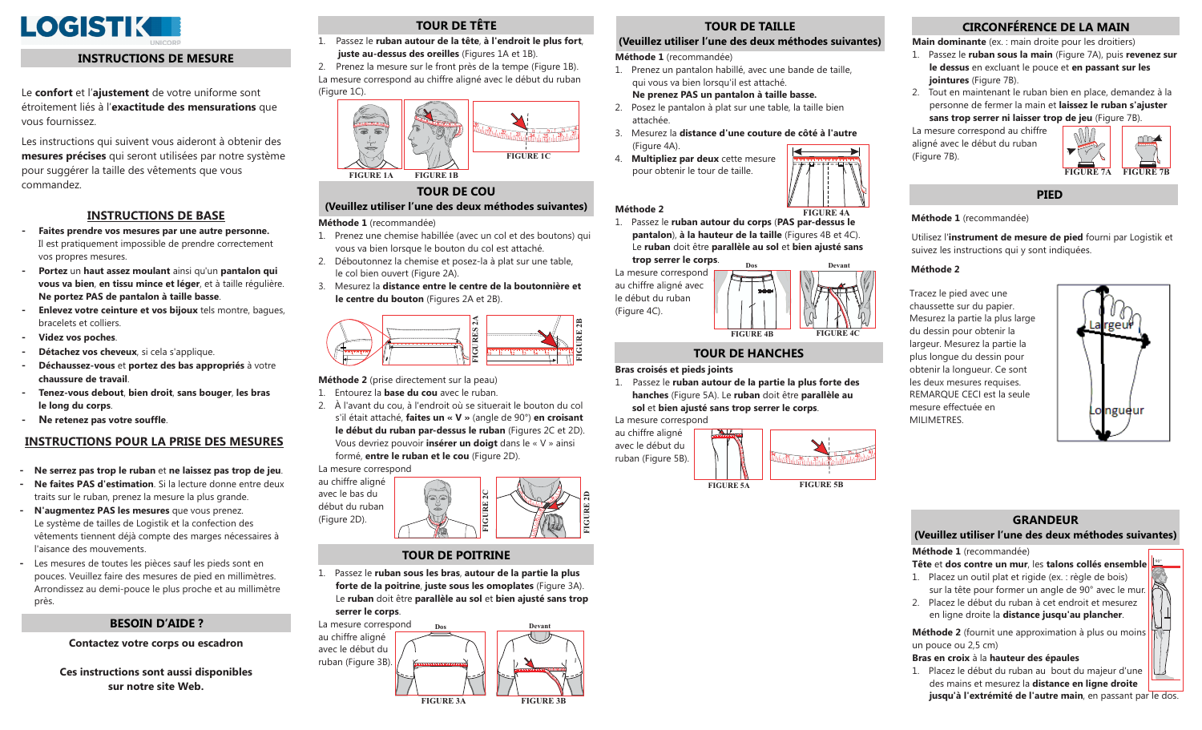# LOGISTIK

## INSTRUCTIONS DE MESURE

Le **confort** et l'**ajustement** de votre uniforme sont étroitement liés à l'**exactitude des mensurations** que vous fournissez.

Les instructions qui suivent vous aideront à obtenir des **mesures précises** qui seront utilisées par notre système pour suggérer la taille des vêtements que vous commandez.

### INSTRUCTIONS DE BASE

- **Faites prendre vos mesures par une autre personne.** Il est pratiquement impossible de prendre correctement vos propres mesures.
- **Portez** un **haut assez moulant** ainsi qu'un **pantalon qui vous va bien**, **en tissu mince et léger**, et à taille régulière. **Ne portez PAS de pantalon à taille basse**.
- **Enlevez votre ceinture et vos bijoux** tels montre, bagues, bracelets et colliers.
- **Videz vos poches**.
- **Détachez vos cheveux**, si cela s'applique.
- **Déchaussez-vous** et **portez des bas appropriés** à votre **chaussure de travail**.
- **Tenez-vous debout**, **bien droit**, **sans bouger**, **les bras le long du corps**.
- **Ne retenez pas votre souffle**.

### INSTRUCTIONS POUR LA PRISE DES MESURES

- **Ne serrez pas trop le ruban** et **ne laissez pas trop de jeu**.
- **Ne faites PAS d'estimation**. Si la lecture donne entre deux traits sur le ruban, prenez la mesure la plus grande.
- **N'augmentez PAS les mesures** que vous prenez. Le système de tailles de Logistik et la confection des vêtements tiennent déjà compte des marges nécessaires à l'aisance des mouvements.
- Les mesures de toutes les pièces sauf les pieds sont en pouces. Veuillez faire des mesures de pied en millimètres. Arrondissez au demi-pouce le plus proche et au millimètre près.

## BESOIN D'AIDE ?

**Contactez votre corps ou escadron**

**Ces instructions sont aussi disponibles sur notre site Web.**

## TOUR DE TÊTE

1. Passez le **ruban autour de la tête**, **à l'endroit le plus fort**, **juste au-dessus des oreilles** (Figures 1A et 1B).
2. Prenez la mesure sur le front près de la tempe (Figure 1B).

La mesure correspond au chiffre aligné avec le début du ruban (Figure 1C).

FIGURE 1A FIGURE 1B FIGURE 1C

## TOUR DE COU
### (Veuillez utiliser l'une des deux méthodes suivantes)

**Méthode 1** (recommandée)

1. Prenez une chemise habillée (avec un col et des boutons) qui vous va bien lorsque le bouton du col est attaché.
2. Déboutonnez la chemise et posez-la à plat sur une table, le col bien ouvert (Figure 2A).
3. Mesurez la **distance entre le centre de la boutonnière et le centre du bouton** (Figures 2A et 2B).

FIGURES 2A FIGURE 2B

**Méthode 2** (prise directement sur la peau)

1. Entourez la **base du cou** avec le ruban.
2. À l'avant du cou, à l'endroit où se situerait le bouton du col s'il était attaché, **faites un « V »** (angle de 90°) **en croisant le début du ruban par-dessus le ruban** (Figures 2C et 2D). Vous devriez pouvoir **insérer un doigt** dans le « V » ainsi formé, **entre le ruban et le cou** (Figure 2D).

La mesure correspond au chiffre aligné avec le bas du début du ruban (Figure 2D).

FIGURE 2C FIGURE 2D

## TOUR DE POITRINE

1. Passez le **ruban sous les bras**, **autour de la partie la plus forte de la poitrine**, **juste sous les omoplates** (Figure 3A). Le **ruban** doit être **parallèle au sol** et **bien ajusté sans trop serrer le corps**.

La mesure correspond au chiffre aligné avec le début du ruban (Figure 3B).

Dos Devant

FIGURE 3A FIGURE 3B

## TOUR DE TAILLE
### (Veuillez utiliser l'une des deux méthodes suivantes)

**Méthode 1** (recommandée)

1. Prenez un pantalon habillé, avec une bande de taille, qui vous va bien lorsqu'il est attaché. **Ne prenez PAS un pantalon à taille basse.**
2. Posez le pantalon à plat sur une table, la taille bien attachée.
3. Mesurez la **distance d'une couture de côté à l'autre** (Figure 4A).
4. **Multipliez par deux** cette mesure pour obtenir le tour de taille.

FIGURE 4A

**Méthode 2**

1. Passez le **ruban autour du corps** (**PAS par-dessus le pantalon**), **à la hauteur de la taille** (Figures 4B et 4C). Le **ruban** doit être **parallèle au sol** et **bien ajusté sans trop serrer le corps**.

La mesure correspond au chiffre aligné avec le début du ruban (Figure 4C).

Dos Devant

FIGURE 4B FIGURE 4C

## TOUR DE HANCHES

**Bras croisés et pieds joints**

1. Passez le **ruban autour de la partie la plus forte des hanches** (Figure 5A). Le **ruban** doit être **parallèle au sol** et **bien ajusté sans trop serrer le corps**.

La mesure correspond au chiffre aligné avec le début du ruban (Figure 5B).

FIGURE 5A FIGURE 5B

## CIRCONFÉRENCE DE LA MAIN

**Main dominante** (ex. : main droite pour les droitiers)

1. Passez le **ruban sous la main** (Figure 7A), puis **revenez sur le dessus** en excluant le pouce et **en passant sur les jointures** (Figure 7B).
2. Tout en maintenant le ruban bien en place, demandez à la personne de fermer la main et **laissez le ruban s'ajuster sans trop serrer ni laisser trop de jeu** (Figure 7B).

La mesure correspond au chiffre aligné avec le début du ruban (Figure 7B).

FIGURE 7A FIGURE 7B

## PIED

**Méthode 1** (recommandée)

Utilisez l'**instrument de mesure de pied** fourni par Logistik et suivez les instructions qui y sont indiquées.

**Méthode 2**

Tracez le pied avec une chaussette sur du papier. Mesurez la partie la plus large du dessin pour obtenir la largeur. Mesurez la partie la plus longue du dessin pour obtenir la longueur. Ce sont les deux mesures requises. REMARQUE CECI est la seule mesure effectuée en MILIMETRES.

Largeur

Longueur

## GRANDEUR
### (Veuillez utiliser l'une des deux méthodes suivantes)

**Méthode 1** (recommandée)

**Tête** et **dos contre un mur**, les **talons collés ensemble**

1. Placez un outil plat et rigide (ex. : règle de bois) sur la tête pour former un angle de 90° avec le mur.
2. Placez le début du ruban à cet endroit et mesurez en ligne droite la **distance jusqu'au plancher**.

**Méthode 2** (fournit une approximation à plus ou moins un pouce ou 2,5 cm)

**Bras en croix** à la **hauteur des épaules**

1. Placez le début du ruban au bout du majeur d'une des mains et mesurez la **distance en ligne droite jusqu'à l'extrémité de l'autre main**, en passant par le dos.